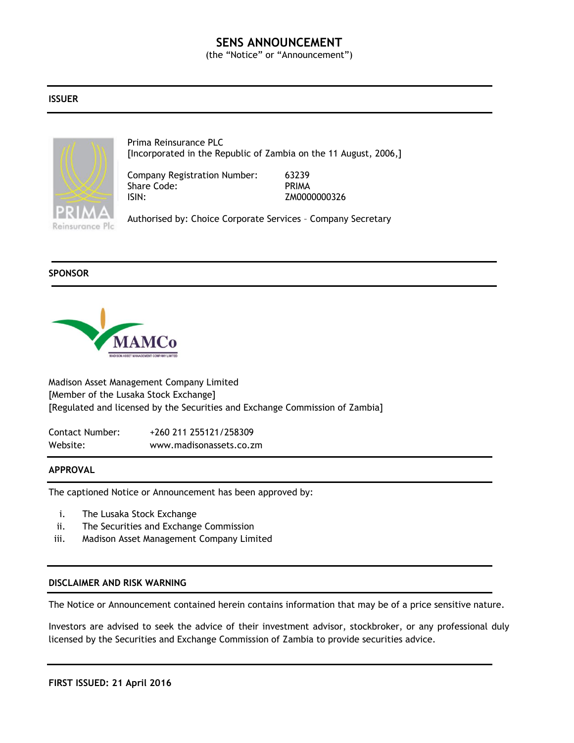# SENS ANNOUNCEMENT

(the "Notice" or "Announcement")

## ISSUER

Prima Reinsurance PLC
[Incorporated in the Republic of Zambia on the 11 August, 2006,]

| | |
|---|---|
| Company Registration Number: | 63239 |
| Share Code: | PRIMA |
| ISIN: | ZM0000000326 |

Authorised by: Choice Corporate Services – Company Secretary

## SPONSOR

Madison Asset Management Company Limited
[Member of the Lusaka Stock Exchange]
[Regulated and licensed by the Securities and Exchange Commission of Zambia]

| | |
|---|---|
| Contact Number: | +260 211 255121/258309 |
| Website: | www.madisonassets.co.zm |

## APPROVAL

The captioned Notice or Announcement has been approved by:

i. The Lusaka Stock Exchange
ii. The Securities and Exchange Commission
iii. Madison Asset Management Company Limited

## DISCLAIMER AND RISK WARNING

The Notice or Announcement contained herein contains information that may be of a price sensitive nature.

Investors are advised to seek the advice of their investment advisor, stockbroker, or any professional duly licensed by the Securities and Exchange Commission of Zambia to provide securities advice.

**FIRST ISSUED: 21 April 2016**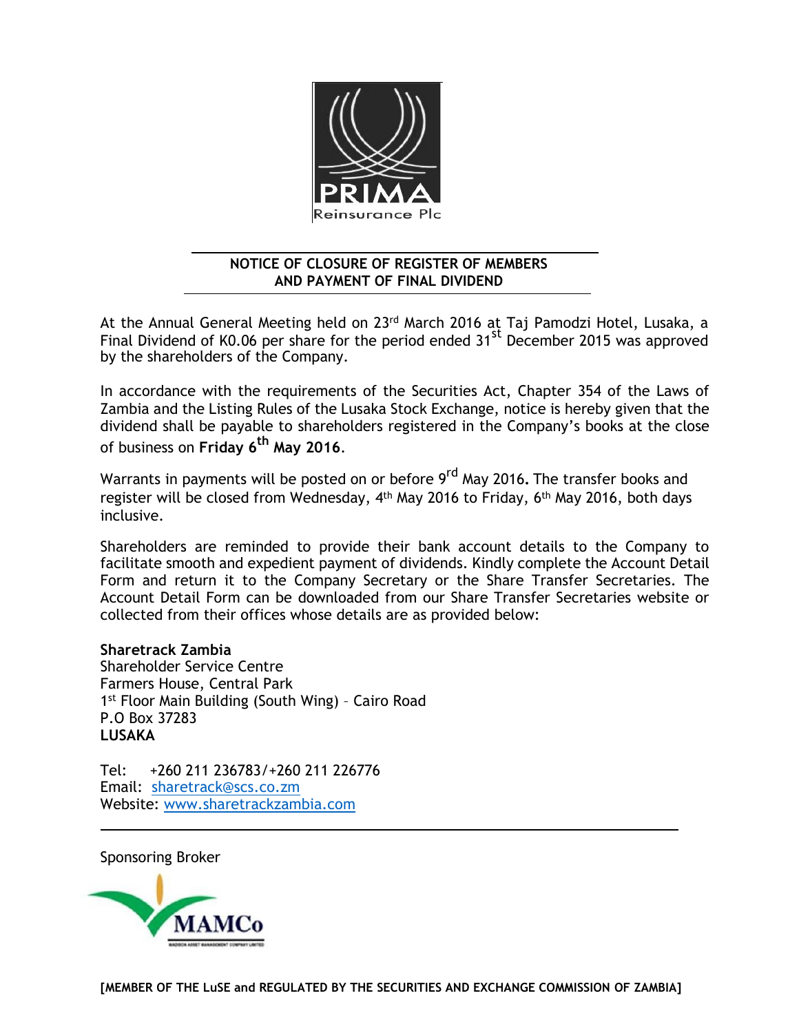PRIMA Reinsurance Plc

## NOTICE OF CLOSURE OF REGISTER OF MEMBERS AND PAYMENT OF FINAL DIVIDEND

At the Annual General Meeting held on 23rd March 2016 at Taj Pamodzi Hotel, Lusaka, a Final Dividend of K0.06 per share for the period ended 31st December 2015 was approved by the shareholders of the Company.

In accordance with the requirements of the Securities Act, Chapter 354 of the Laws of Zambia and the Listing Rules of the Lusaka Stock Exchange, notice is hereby given that the dividend shall be payable to shareholders registered in the Company's books at the close of business on **Friday 6th May 2016**.

Warrants in payments will be posted on or before 9rd May 2016**.** The transfer books and register will be closed from Wednesday, 4th May 2016 to Friday, 6th May 2016, both days inclusive.

Shareholders are reminded to provide their bank account details to the Company to facilitate smooth and expedient payment of dividends. Kindly complete the Account Detail Form and return it to the Company Secretary or the Share Transfer Secretaries. The Account Detail Form can be downloaded from our Share Transfer Secretaries website or collected from their offices whose details are as provided below:

**Sharetrack Zambia**
Shareholder Service Centre
Farmers House, Central Park
1st Floor Main Building (South Wing) – Cairo Road
P.O Box 37283
**LUSAKA**

Tel: +260 211 236783/+260 211 226776
Email: sharetrack@scs.co.zm
Website: www.sharetrackzambia.com

---

Sponsoring Broker

MAMCo
MADISON ASSET MANAGEMENT COMPANY LIMITED

**[MEMBER OF THE LuSE and REGULATED BY THE SECURITIES AND EXCHANGE COMMISSION OF ZAMBIA]**